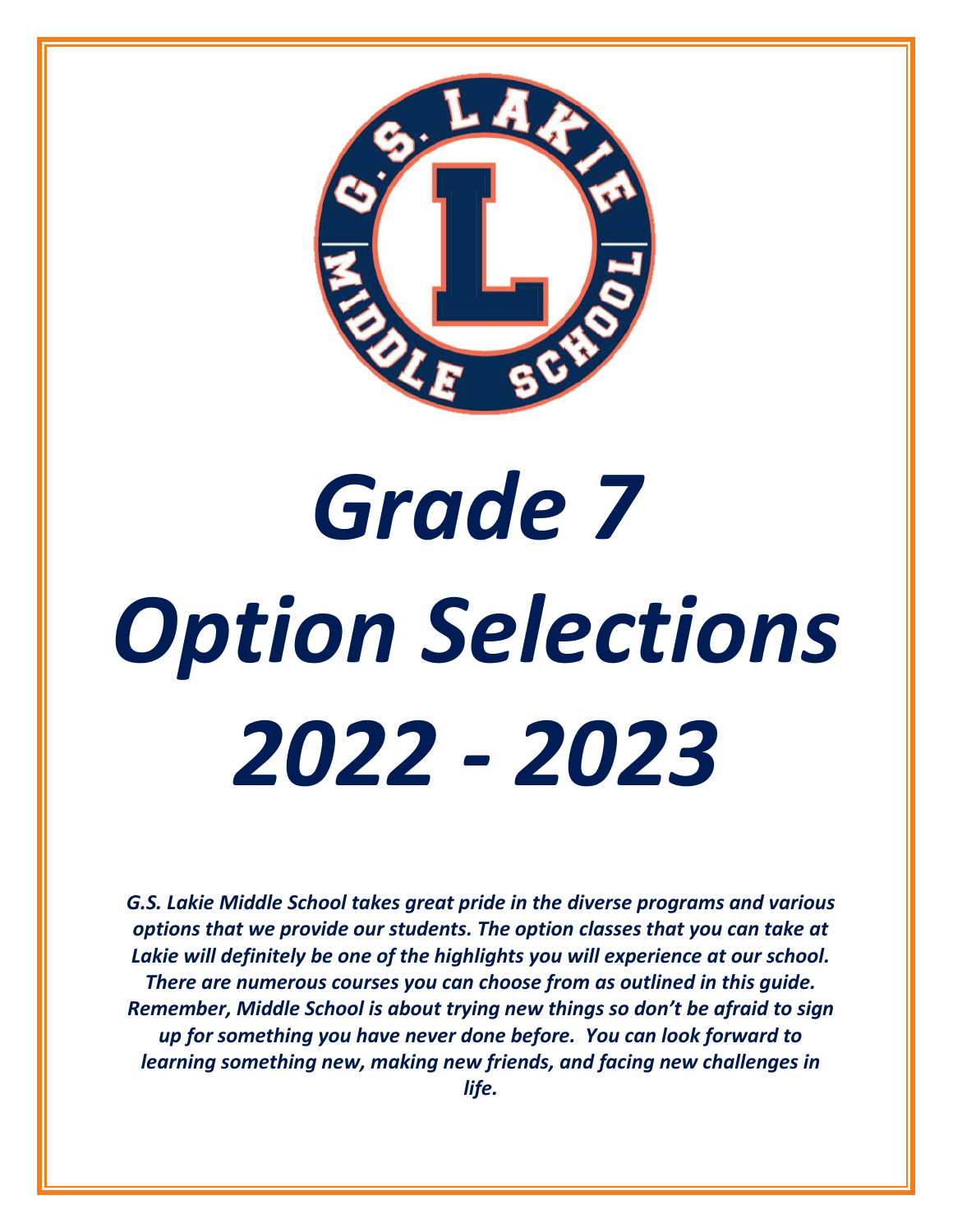# Grade 7 Option Selections 2022 - 2023

***G.S. Lakie Middle School takes great pride in the diverse programs and various options that we provide our students. The option classes that you can take at Lakie will definitely be one of the highlights you will experience at our school. There are numerous courses you can choose from as outlined in this guide. Remember, Middle School is about trying new things so don't be afraid to sign up for something you have never done before. You can look forward to learning something new, making new friends, and facing new challenges in life.***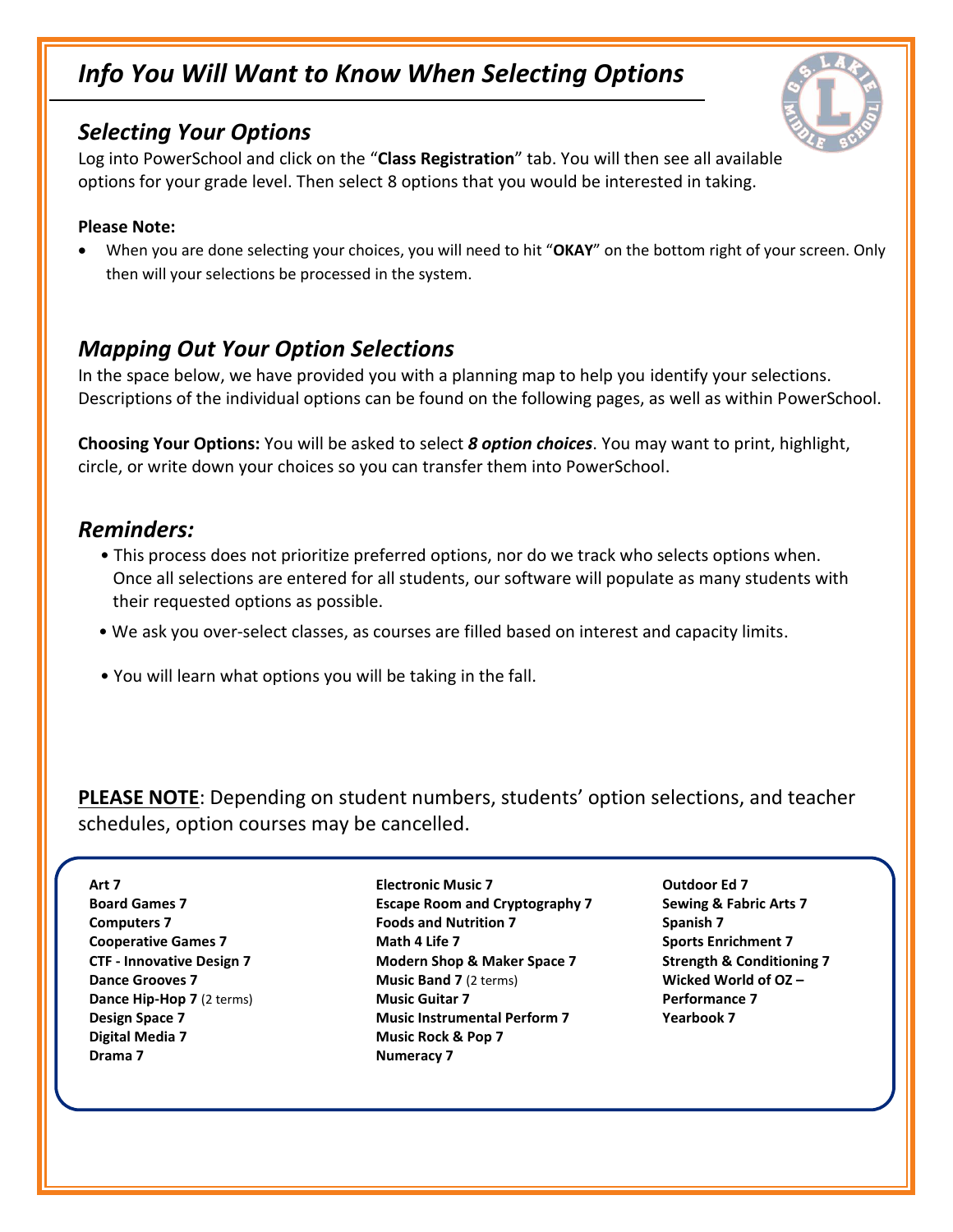# *Info You Will Want to Know When Selecting Options*

## *Selecting Your Options*

Log into PowerSchool and click on the "**Class Registration**" tab. You will then see all available options for your grade level. Then select 8 options that you would be interested in taking.

**Please Note:**

- When you are done selecting your choices, you will need to hit "**OKAY**" on the bottom right of your screen. Only then will your selections be processed in the system.

## *Mapping Out Your Option Selections*

In the space below, we have provided you with a planning map to help you identify your selections. Descriptions of the individual options can be found on the following pages, as well as within PowerSchool.

**Choosing Your Options:** You will be asked to select ***8 option choices***. You may want to print, highlight, circle, or write down your choices so you can transfer them into PowerSchool.

## *Reminders:*

- This process does not prioritize preferred options, nor do we track who selects options when. Once all selections are entered for all students, our software will populate as many students with their requested options as possible.
- We ask you over-select classes, as courses are filled based on interest and capacity limits.
- You will learn what options you will be taking in the fall.

**PLEASE NOTE**: Depending on student numbers, students' option selections, and teacher schedules, option courses may be cancelled.

**Art 7**
**Board Games 7**
**Computers 7**
**Cooperative Games 7**
**CTF - Innovative Design 7**
**Dance Grooves 7**
**Dance Hip-Hop 7** (2 terms)
**Design Space 7**
**Digital Media 7**
**Drama 7**
**Electronic Music 7**
**Escape Room and Cryptography 7**
**Foods and Nutrition 7**
**Math 4 Life 7**
**Modern Shop & Maker Space 7**
**Music Band 7** (2 terms)
**Music Guitar 7**
**Music Instrumental Perform 7**
**Music Rock & Pop 7**
**Numeracy 7**
**Outdoor Ed 7**
**Sewing & Fabric Arts 7**
**Spanish 7**
**Sports Enrichment 7**
**Strength & Conditioning 7**
**Wicked World of OZ – Performance 7**
**Yearbook 7**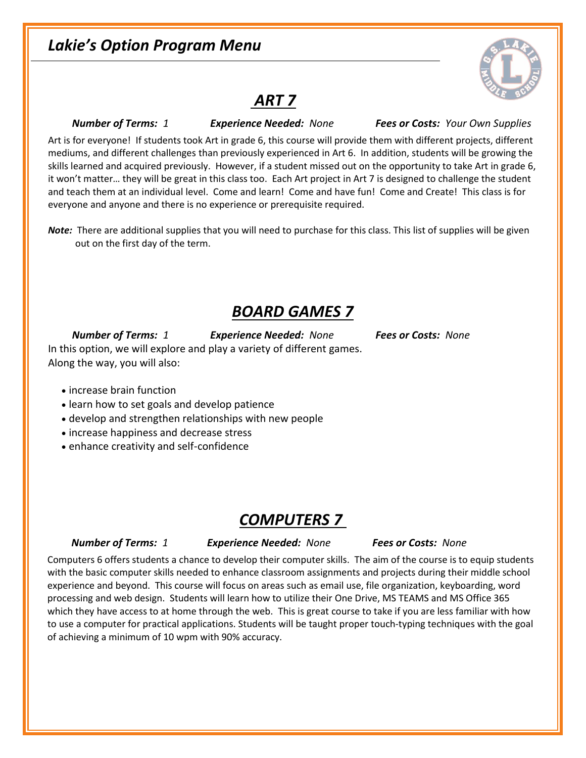# *Lakie's Option Program Menu*

## ***ART 7***

***Number of Terms:*** *1* ***Experience Needed:*** *None* ***Fees or Costs:*** *Your Own Supplies*

Art is for everyone! If students took Art in grade 6, this course will provide them with different projects, different mediums, and different challenges than previously experienced in Art 6. In addition, students will be growing the skills learned and acquired previously. However, if a student missed out on the opportunity to take Art in grade 6, it won't matter… they will be great in this class too. Each Art project in Art 7 is designed to challenge the student and teach them at an individual level. Come and learn! Come and have fun! Come and Create! This class is for everyone and anyone and there is no experience or prerequisite required.

***Note:*** There are additional supplies that you will need to purchase for this class. This list of supplies will be given out on the first day of the term.

## ***BOARD GAMES 7***

***Number of Terms:*** *1* ***Experience Needed:*** *None* ***Fees or Costs:*** *None*

In this option, we will explore and play a variety of different games.
Along the way, you will also:

- increase brain function
- learn how to set goals and develop patience
- develop and strengthen relationships with new people
- increase happiness and decrease stress
- enhance creativity and self-confidence

## ***COMPUTERS 7***

***Number of Terms:*** *1* ***Experience Needed:*** *None* ***Fees or Costs:*** *None*

Computers 6 offers students a chance to develop their computer skills. The aim of the course is to equip students with the basic computer skills needed to enhance classroom assignments and projects during their middle school experience and beyond. This course will focus on areas such as email use, file organization, keyboarding, word processing and web design. Students will learn how to utilize their One Drive, MS TEAMS and MS Office 365 which they have access to at home through the web. This is great course to take if you are less familiar with how to use a computer for practical applications. Students will be taught proper touch-typing techniques with the goal of achieving a minimum of 10 wpm with 90% accuracy.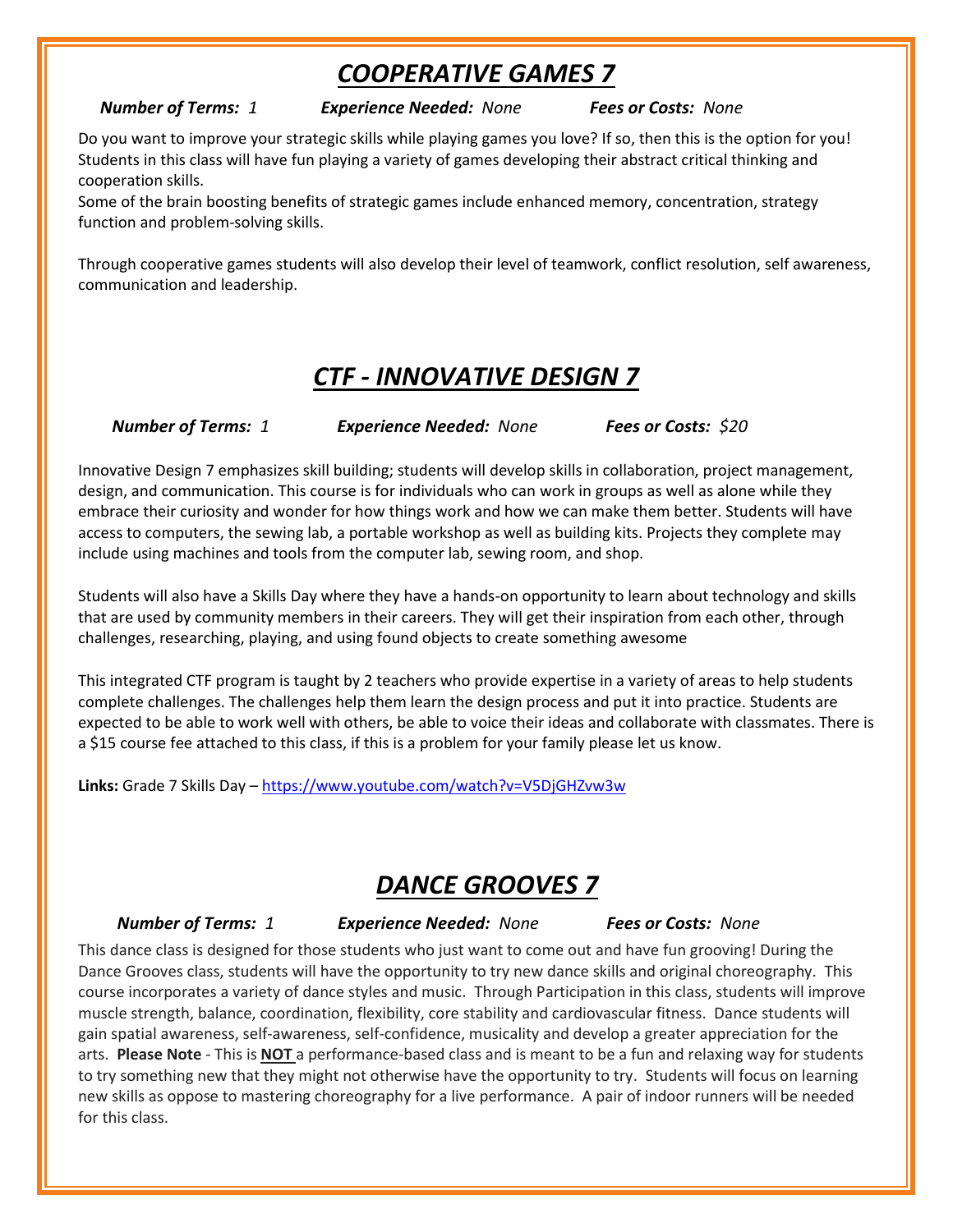# ***COOPERATIVE GAMES 7***

***Number of Terms:*** *1* ***Experience Needed:*** *None* ***Fees or Costs:*** *None*

Do you want to improve your strategic skills while playing games you love? If so, then this is the option for you! Students in this class will have fun playing a variety of games developing their abstract critical thinking and cooperation skills.
Some of the brain boosting benefits of strategic games include enhanced memory, concentration, strategy function and problem-solving skills.

Through cooperative games students will also develop their level of teamwork, conflict resolution, self awareness, communication and leadership.

# ***CTF - INNOVATIVE DESIGN 7***

***Number of Terms:*** *1* ***Experience Needed:*** *None* ***Fees or Costs:*** *$20*

Innovative Design 7 emphasizes skill building; students will develop skills in collaboration, project management, design, and communication. This course is for individuals who can work in groups as well as alone while they embrace their curiosity and wonder for how things work and how we can make them better. Students will have access to computers, the sewing lab, a portable workshop as well as building kits. Projects they complete may include using machines and tools from the computer lab, sewing room, and shop.

Students will also have a Skills Day where they have a hands-on opportunity to learn about technology and skills that are used by community members in their careers. They will get their inspiration from each other, through challenges, researching, playing, and using found objects to create something awesome

This integrated CTF program is taught by 2 teachers who provide expertise in a variety of areas to help students complete challenges. The challenges help them learn the design process and put it into practice. Students are expected to be able to work well with others, be able to voice their ideas and collaborate with classmates. There is a $15 course fee attached to this class, if this is a problem for your family please let us know.

**Links:** Grade 7 Skills Day – https://www.youtube.com/watch?v=V5DjGHZvw3w

# ***DANCE GROOVES 7***

***Number of Terms:*** *1* ***Experience Needed:*** *None* ***Fees or Costs:*** *None*

This dance class is designed for those students who just want to come out and have fun grooving! During the Dance Grooves class, students will have the opportunity to try new dance skills and original choreography. This course incorporates a variety of dance styles and music. Through Participation in this class, students will improve muscle strength, balance, coordination, flexibility, core stability and cardiovascular fitness. Dance students will gain spatial awareness, self-awareness, self-confidence, musicality and develop a greater appreciation for the arts. **Please Note** - This is **NOT** a performance-based class and is meant to be a fun and relaxing way for students to try something new that they might not otherwise have the opportunity to try. Students will focus on learning new skills as oppose to mastering choreography for a live performance. A pair of indoor runners will be needed for this class.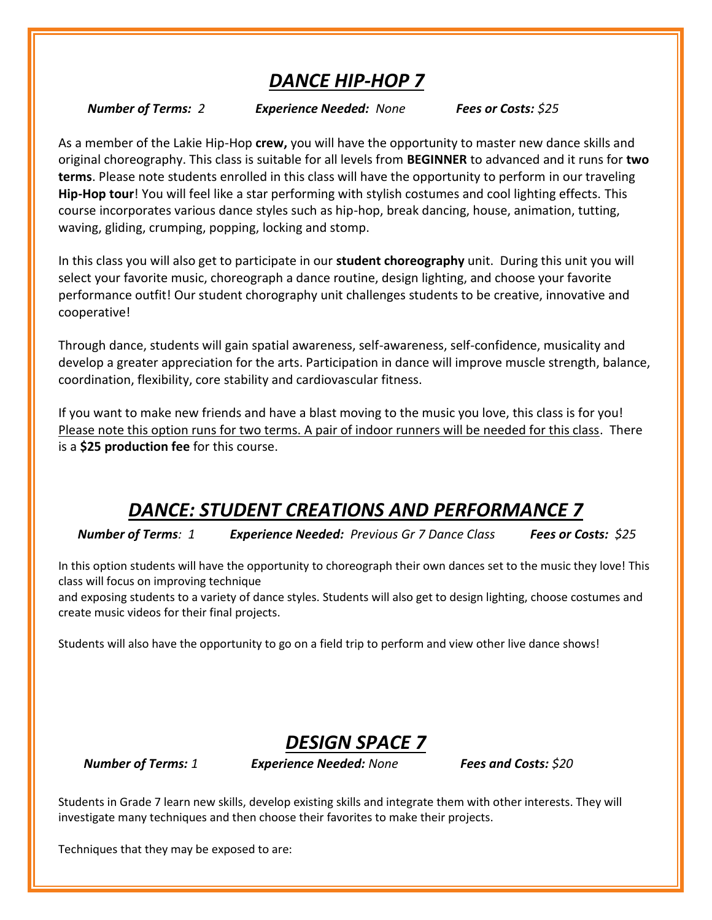# ***DANCE HIP-HOP 7***

***Number of Terms:*** *2* ***Experience Needed:*** *None* ***Fees or Costs:*** *$25*

As a member of the Lakie Hip-Hop **crew,** you will have the opportunity to master new dance skills and original choreography. This class is suitable for all levels from **BEGINNER** to advanced and it runs for **two terms**. Please note students enrolled in this class will have the opportunity to perform in our traveling **Hip-Hop tour**! You will feel like a star performing with stylish costumes and cool lighting effects. This course incorporates various dance styles such as hip-hop, break dancing, house, animation, tutting, waving, gliding, crumping, popping, locking and stomp.

In this class you will also get to participate in our **student choreography** unit. During this unit you will select your favorite music, choreograph a dance routine, design lighting, and choose your favorite performance outfit! Our student chorography unit challenges students to be creative, innovative and cooperative!

Through dance, students will gain spatial awareness, self-awareness, self-confidence, musicality and develop a greater appreciation for the arts. Participation in dance will improve muscle strength, balance, coordination, flexibility, core stability and cardiovascular fitness.

If you want to make new friends and have a blast moving to the music you love, this class is for you! <u>Please note this option runs for two terms. A pair of indoor runners will be needed for this class</u>. There is a **$25 production fee** for this course.

# ***DANCE: STUDENT CREATIONS AND PERFORMANCE 7***

***Number of Terms****: 1* ***Experience Needed:*** *Previous Gr 7 Dance Class* ***Fees or Costs:*** *$25*

In this option students will have the opportunity to choreograph their own dances set to the music they love! This class will focus on improving technique
and exposing students to a variety of dance styles. Students will also get to design lighting, choose costumes and create music videos for their final projects.

Students will also have the opportunity to go on a field trip to perform and view other live dance shows!

# ***DESIGN SPACE 7***

***Number of Terms:*** *1* ***Experience Needed:*** *None* ***Fees and Costs:*** *$20*

Students in Grade 7 learn new skills, develop existing skills and integrate them with other interests. They will investigate many techniques and then choose their favorites to make their projects.

Techniques that they may be exposed to are: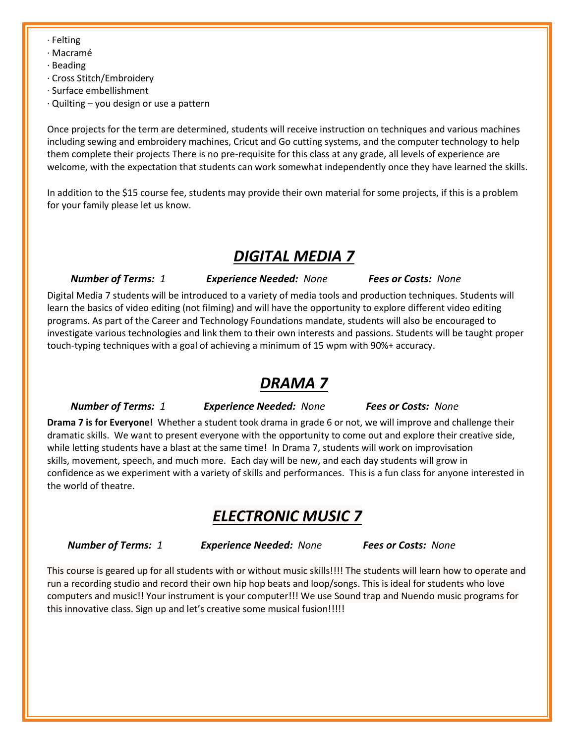· Felting
· Macramé
· Beading
· Cross Stitch/Embroidery
· Surface embellishment
· Quilting – you design or use a pattern

Once projects for the term are determined, students will receive instruction on techniques and various machines including sewing and embroidery machines, Cricut and Go cutting systems, and the computer technology to help them complete their projects There is no pre-requisite for this class at any grade, all levels of experience are welcome, with the expectation that students can work somewhat independently once they have learned the skills.

In addition to the $15 course fee, students may provide their own material for some projects, if this is a problem for your family please let us know.

# ***DIGITAL MEDIA 7***

***Number of Terms:*** *1* ***Experience Needed:*** *None* ***Fees or Costs:*** *None*

Digital Media 7 students will be introduced to a variety of media tools and production techniques. Students will learn the basics of video editing (not filming) and will have the opportunity to explore different video editing programs. As part of the Career and Technology Foundations mandate, students will also be encouraged to investigate various technologies and link them to their own interests and passions. Students will be taught proper touch-typing techniques with a goal of achieving a minimum of 15 wpm with 90%+ accuracy.

# ***DRAMA 7***

***Number of Terms:*** *1* ***Experience Needed:*** *None* ***Fees or Costs:*** *None*

**Drama 7 is for Everyone!** Whether a student took drama in grade 6 or not, we will improve and challenge their dramatic skills. We want to present everyone with the opportunity to come out and explore their creative side, while letting students have a blast at the same time! In Drama 7, students will work on improvisation skills, movement, speech, and much more. Each day will be new, and each day students will grow in confidence as we experiment with a variety of skills and performances. This is a fun class for anyone interested in the world of theatre.

# ***ELECTRONIC MUSIC 7***

***Number of Terms:*** *1* ***Experience Needed:*** *None* ***Fees or Costs:*** *None*

This course is geared up for all students with or without music skills!!!! The students will learn how to operate and run a recording studio and record their own hip hop beats and loop/songs. This is ideal for students who love computers and music!! Your instrument is your computer!!! We use Sound trap and Nuendo music programs for this innovative class. Sign up and let's creative some musical fusion!!!!!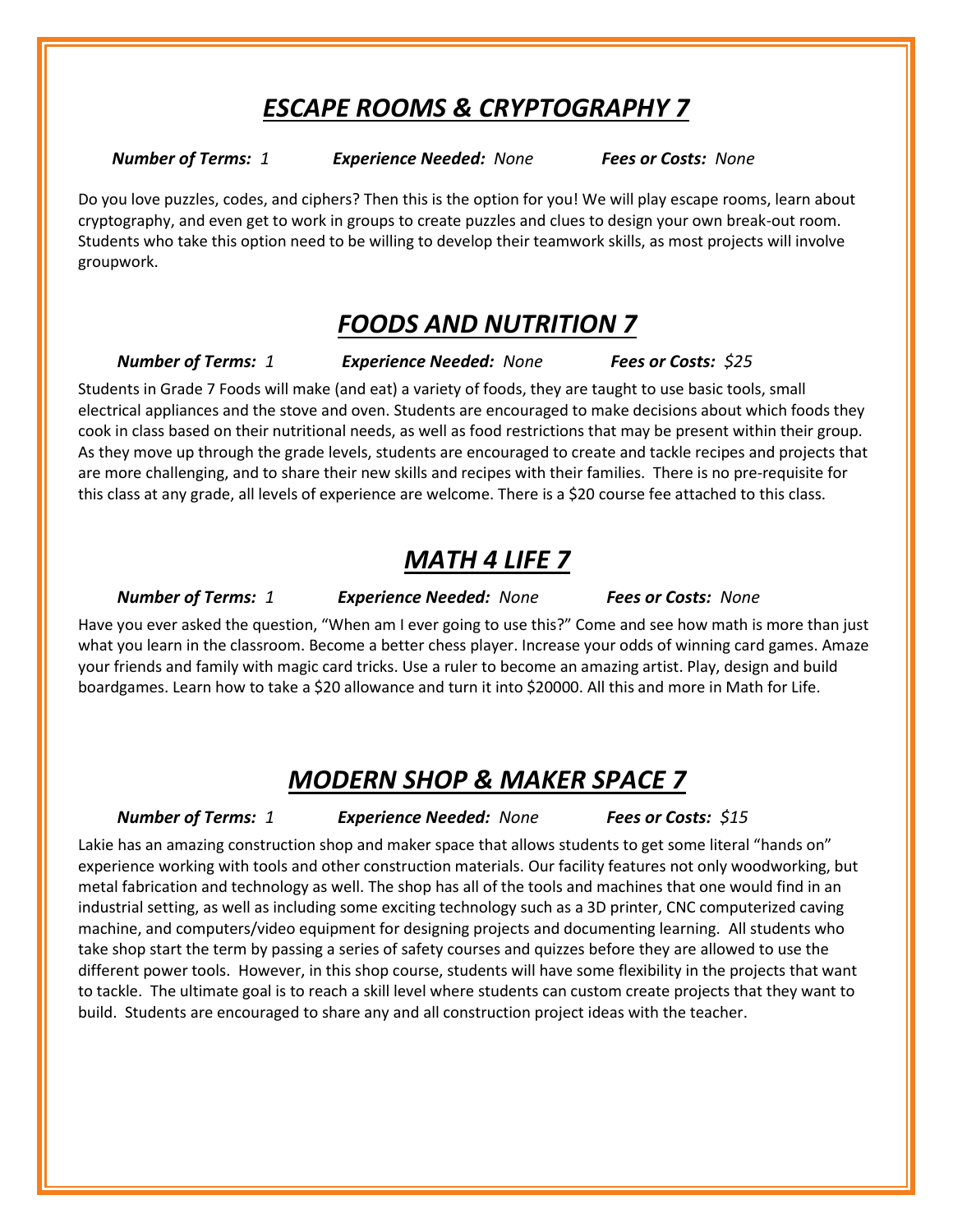## ***ESCAPE ROOMS & CRYPTOGRAPHY 7***

***Number of Terms:*** *1* ***Experience Needed:*** *None* ***Fees or Costs:*** *None*

Do you love puzzles, codes, and ciphers? Then this is the option for you! We will play escape rooms, learn about cryptography, and even get to work in groups to create puzzles and clues to design your own break-out room. Students who take this option need to be willing to develop their teamwork skills, as most projects will involve groupwork.

## ***FOODS AND NUTRITION 7***

***Number of Terms:*** *1* ***Experience Needed:*** *None* ***Fees or Costs:*** *$25*

Students in Grade 7 Foods will make (and eat) a variety of foods, they are taught to use basic tools, small electrical appliances and the stove and oven. Students are encouraged to make decisions about which foods they cook in class based on their nutritional needs, as well as food restrictions that may be present within their group. As they move up through the grade levels, students are encouraged to create and tackle recipes and projects that are more challenging, and to share their new skills and recipes with their families. There is no pre-requisite for this class at any grade, all levels of experience are welcome. There is a $20 course fee attached to this class.

## ***MATH 4 LIFE 7***

***Number of Terms:*** *1* ***Experience Needed:*** *None* ***Fees or Costs:*** *None*

Have you ever asked the question, "When am I ever going to use this?" Come and see how math is more than just what you learn in the classroom. Become a better chess player. Increase your odds of winning card games. Amaze your friends and family with magic card tricks. Use a ruler to become an amazing artist. Play, design and build boardgames. Learn how to take a $20 allowance and turn it into $20000. All this and more in Math for Life.

## ***MODERN SHOP & MAKER SPACE 7***

***Number of Terms:*** *1* ***Experience Needed:*** *None* ***Fees or Costs:*** *$15*

Lakie has an amazing construction shop and maker space that allows students to get some literal "hands on" experience working with tools and other construction materials. Our facility features not only woodworking, but metal fabrication and technology as well. The shop has all of the tools and machines that one would find in an industrial setting, as well as including some exciting technology such as a 3D printer, CNC computerized caving machine, and computers/video equipment for designing projects and documenting learning. All students who take shop start the term by passing a series of safety courses and quizzes before they are allowed to use the different power tools. However, in this shop course, students will have some flexibility in the projects that want to tackle. The ultimate goal is to reach a skill level where students can custom create projects that they want to build. Students are encouraged to share any and all construction project ideas with the teacher.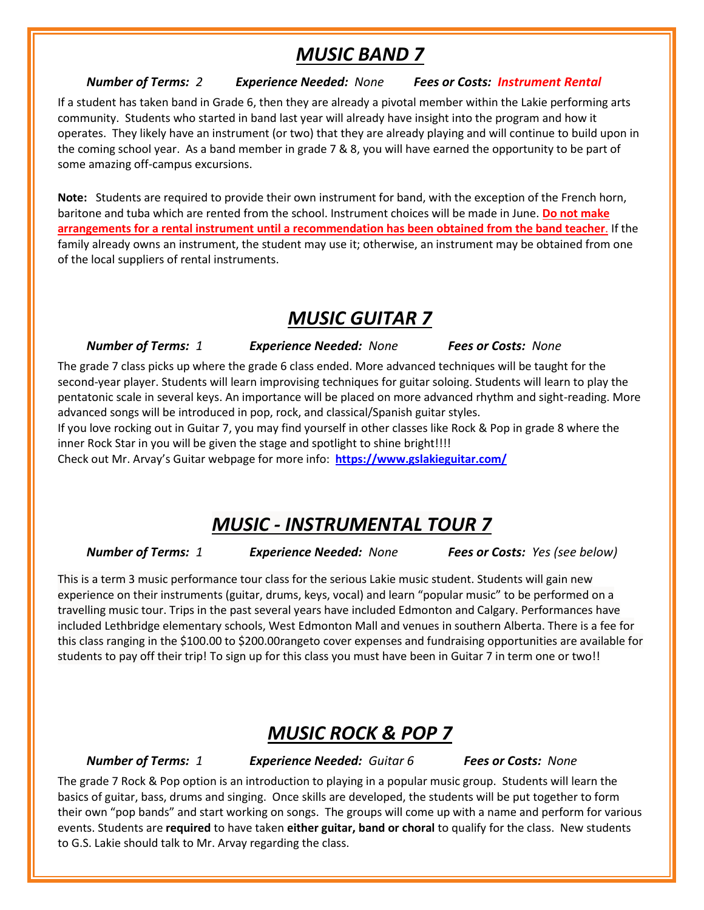# ***MUSIC BAND 7***

***Number of Terms:*** *2* ***Experience Needed:*** *None* ***Fees or Costs:*** ***Instrument Rental***

If a student has taken band in Grade 6, then they are already a pivotal member within the Lakie performing arts community. Students who started in band last year will already have insight into the program and how it operates. They likely have an instrument (or two) that they are already playing and will continue to build upon in the coming school year. As a band member in grade 7 & 8, you will have earned the opportunity to be part of some amazing off-campus excursions.

**Note:** Students are required to provide their own instrument for band, with the exception of the French horn, baritone and tuba which are rented from the school. Instrument choices will be made in June. **Do not make arrangements for a rental instrument until a recommendation has been obtained from the band teacher.** If the family already owns an instrument, the student may use it; otherwise, an instrument may be obtained from one of the local suppliers of rental instruments.

# ***MUSIC GUITAR 7***

***Number of Terms:*** *1* ***Experience Needed:*** *None* ***Fees or Costs:*** *None*

The grade 7 class picks up where the grade 6 class ended. More advanced techniques will be taught for the second-year player. Students will learn improvising techniques for guitar soloing. Students will learn to play the pentatonic scale in several keys. An importance will be placed on more advanced rhythm and sight-reading. More advanced songs will be introduced in pop, rock, and classical/Spanish guitar styles.
If you love rocking out in Guitar 7, you may find yourself in other classes like Rock & Pop in grade 8 where the inner Rock Star in you will be given the stage and spotlight to shine bright!!!!
Check out Mr. Arvay's Guitar webpage for more info: **https://www.gslakieguitar.com/**

# ***MUSIC - INSTRUMENTAL TOUR 7***

***Number of Terms:*** *1* ***Experience Needed:*** *None* ***Fees or Costs:*** *Yes (see below)*

This is a term 3 music performance tour class for the serious Lakie music student. Students will gain new experience on their instruments (guitar, drums, keys, vocal) and learn "popular music" to be performed on a travelling music tour. Trips in the past several years have included Edmonton and Calgary. Performances have included Lethbridge elementary schools, West Edmonton Mall and venues in southern Alberta. There is a fee for this class ranging in the $100.00 to $200.00rangeto cover expenses and fundraising opportunities are available for students to pay off their trip! To sign up for this class you must have been in Guitar 7 in term one or two!!

# ***MUSIC ROCK & POP 7***

***Number of Terms:*** *1* ***Experience Needed:*** *Guitar 6* ***Fees or Costs:*** *None*

The grade 7 Rock & Pop option is an introduction to playing in a popular music group. Students will learn the basics of guitar, bass, drums and singing. Once skills are developed, the students will be put together to form their own "pop bands" and start working on songs. The groups will come up with a name and perform for various events. Students are **required** to have taken **either guitar, band or choral** to qualify for the class. New students to G.S. Lakie should talk to Mr. Arvay regarding the class.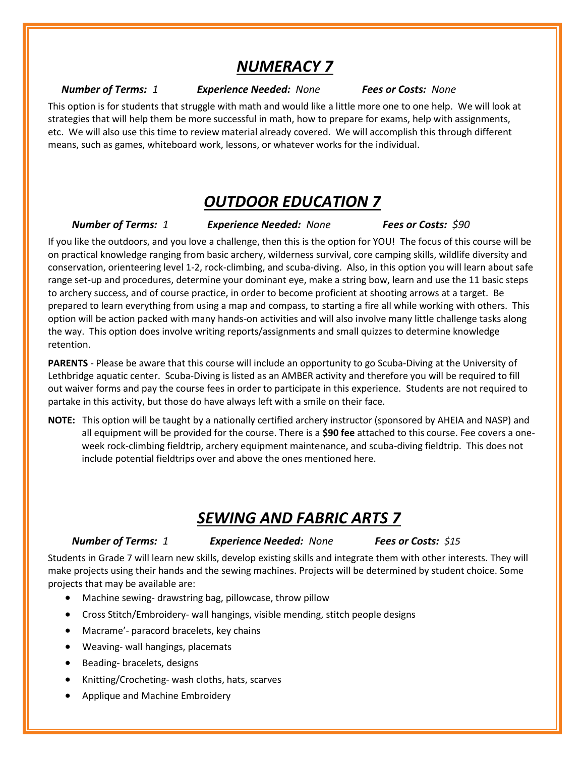# *NUMERACY 7*

***Number of Terms:*** *1* ***Experience Needed:*** *None* ***Fees or Costs:*** *None*

This option is for students that struggle with math and would like a little more one to one help. We will look at strategies that will help them be more successful in math, how to prepare for exams, help with assignments, etc. We will also use this time to review material already covered. We will accomplish this through different means, such as games, whiteboard work, lessons, or whatever works for the individual.

# *OUTDOOR EDUCATION 7*

***Number of Terms:*** *1* ***Experience Needed:*** *None* ***Fees or Costs:*** *$90*

If you like the outdoors, and you love a challenge, then this is the option for YOU! The focus of this course will be on practical knowledge ranging from basic archery, wilderness survival, core camping skills, wildlife diversity and conservation, orienteering level 1-2, rock-climbing, and scuba-diving. Also, in this option you will learn about safe range set-up and procedures, determine your dominant eye, make a string bow, learn and use the 11 basic steps to archery success, and of course practice, in order to become proficient at shooting arrows at a target. Be prepared to learn everything from using a map and compass, to starting a fire all while working with others. This option will be action packed with many hands-on activities and will also involve many little challenge tasks along the way. This option does involve writing reports/assignments and small quizzes to determine knowledge retention.

**PARENTS** - Please be aware that this course will include an opportunity to go Scuba-Diving at the University of Lethbridge aquatic center. Scuba-Diving is listed as an AMBER activity and therefore you will be required to fill out waiver forms and pay the course fees in order to participate in this experience. Students are not required to partake in this activity, but those do have always left with a smile on their face.

**NOTE:** This option will be taught by a nationally certified archery instructor (sponsored by AHEIA and NASP) and all equipment will be provided for the course. There is a **$90 fee** attached to this course. Fee covers a one-week rock-climbing fieldtrip, archery equipment maintenance, and scuba-diving fieldtrip. This does not include potential fieldtrips over and above the ones mentioned here.

# *SEWING AND FABRIC ARTS 7*

***Number of Terms:*** *1* ***Experience Needed:*** *None* ***Fees or Costs:*** *$15*

Students in Grade 7 will learn new skills, develop existing skills and integrate them with other interests. They will make projects using their hands and the sewing machines. Projects will be determined by student choice. Some projects that may be available are:

- Machine sewing- drawstring bag, pillowcase, throw pillow
- Cross Stitch/Embroidery- wall hangings, visible mending, stitch people designs
- Macrame'- paracord bracelets, key chains
- Weaving- wall hangings, placemats
- Beading- bracelets, designs
- Knitting/Crocheting- wash cloths, hats, scarves
- Applique and Machine Embroidery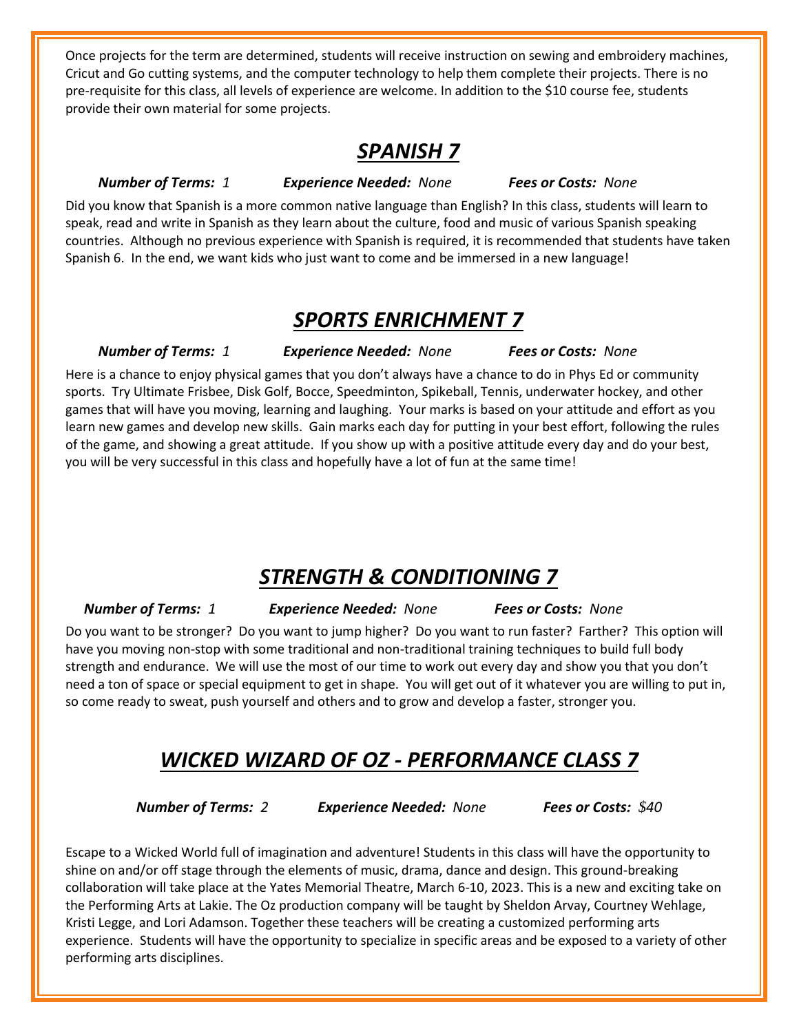Once projects for the term are determined, students will receive instruction on sewing and embroidery machines, Cricut and Go cutting systems, and the computer technology to help them complete their projects. There is no pre-requisite for this class, all levels of experience are welcome. In addition to the $10 course fee, students provide their own material for some projects.

## ***SPANISH 7***

***Number of Terms:*** *1* ***Experience Needed:*** *None* ***Fees or Costs:*** *None*

Did you know that Spanish is a more common native language than English? In this class, students will learn to speak, read and write in Spanish as they learn about the culture, food and music of various Spanish speaking countries. Although no previous experience with Spanish is required, it is recommended that students have taken Spanish 6. In the end, we want kids who just want to come and be immersed in a new language!

## ***SPORTS ENRICHMENT 7***

***Number of Terms:*** *1* ***Experience Needed:*** *None* ***Fees or Costs:*** *None*

Here is a chance to enjoy physical games that you don't always have a chance to do in Phys Ed or community sports. Try Ultimate Frisbee, Disk Golf, Bocce, Speedminton, Spikeball, Tennis, underwater hockey, and other games that will have you moving, learning and laughing. Your marks is based on your attitude and effort as you learn new games and develop new skills. Gain marks each day for putting in your best effort, following the rules of the game, and showing a great attitude. If you show up with a positive attitude every day and do your best, you will be very successful in this class and hopefully have a lot of fun at the same time!

## ***STRENGTH & CONDITIONING 7***

***Number of Terms:*** *1* ***Experience Needed:*** *None* ***Fees or Costs:*** *None*

Do you want to be stronger? Do you want to jump higher? Do you want to run faster? Farther? This option will have you moving non-stop with some traditional and non-traditional training techniques to build full body strength and endurance. We will use the most of our time to work out every day and show you that you don't need a ton of space or special equipment to get in shape. You will get out of it whatever you are willing to put in, so come ready to sweat, push yourself and others and to grow and develop a faster, stronger you.

## ***WICKED WIZARD OF OZ - PERFORMANCE CLASS 7***

***Number of Terms:*** *2* ***Experience Needed:*** *None* ***Fees or Costs:*** *$40*

Escape to a Wicked World full of imagination and adventure! Students in this class will have the opportunity to shine on and/or off stage through the elements of music, drama, dance and design. This ground-breaking collaboration will take place at the Yates Memorial Theatre, March 6-10, 2023. This is a new and exciting take on the Performing Arts at Lakie. The Oz production company will be taught by Sheldon Arvay, Courtney Wehlage, Kristi Legge, and Lori Adamson. Together these teachers will be creating a customized performing arts experience. Students will have the opportunity to specialize in specific areas and be exposed to a variety of other performing arts disciplines.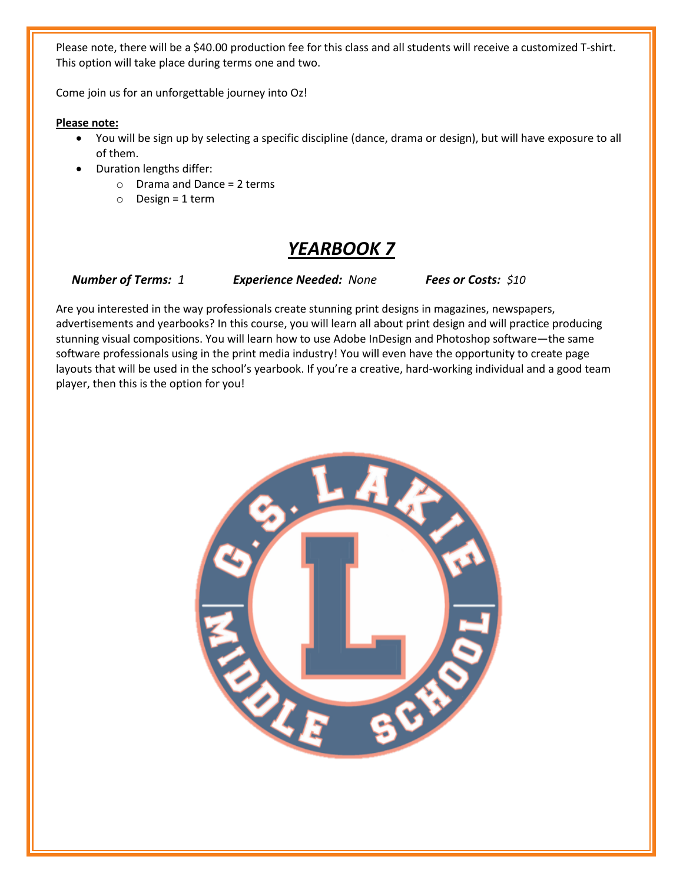Please note, there will be a $40.00 production fee for this class and all students will receive a customized T-shirt. This option will take place during terms one and two.

Come join us for an unforgettable journey into Oz!

**Please note:**

- You will be sign up by selecting a specific discipline (dance, drama or design), but will have exposure to all of them.
- Duration lengths differ:
  - Drama and Dance = 2 terms
  - Design = 1 term

# *YEARBOOK 7*

***Number of Terms:*** *1*  ***Experience Needed:*** *None*  ***Fees or Costs:*** *$10*

Are you interested in the way professionals create stunning print designs in magazines, newspapers, advertisements and yearbooks? In this course, you will learn all about print design and will practice producing stunning visual compositions. You will learn how to use Adobe InDesign and Photoshop software—the same software professionals using in the print media industry! You will even have the opportunity to create page layouts that will be used in the school's yearbook. If you're a creative, hard-working individual and a good team player, then this is the option for you!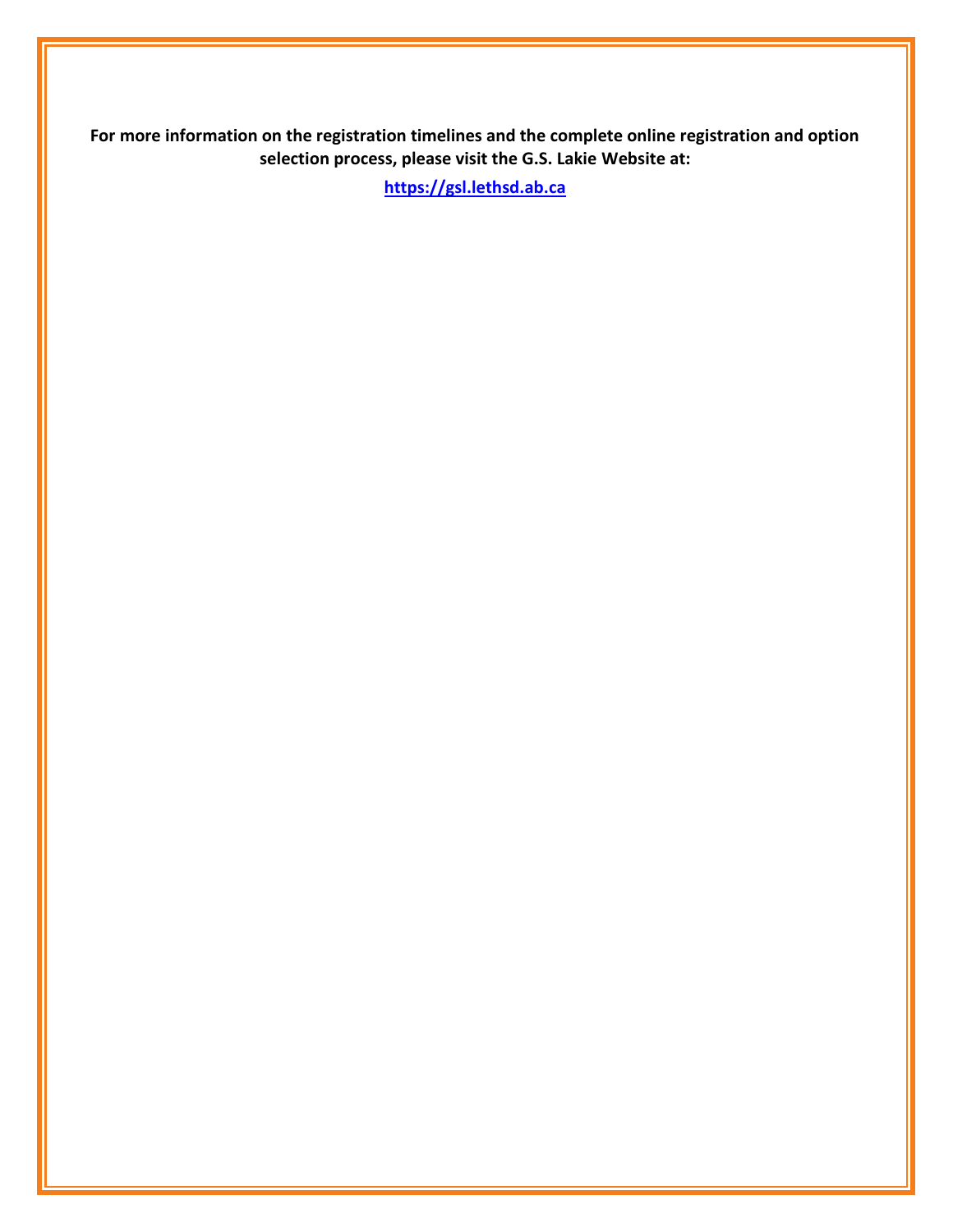**For more information on the registration timelines and the complete online registration and option selection process, please visit the G.S. Lakie Website at:**

**https://gsl.lethsd.ab.ca**